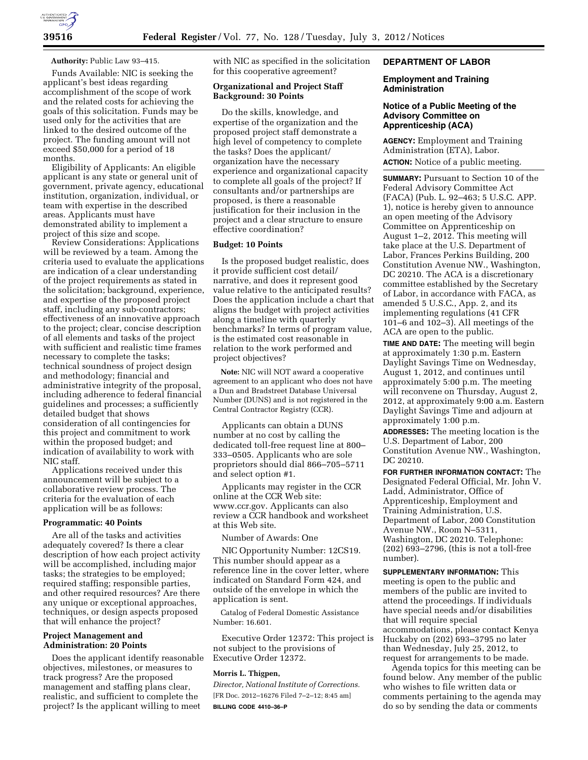**Authority:** Public Law 93–415.

Funds Available: NIC is seeking the applicant's best ideas regarding accomplishment of the scope of work and the related costs for achieving the goals of this solicitation. Funds may be used only for the activities that are linked to the desired outcome of the project. The funding amount will not exceed $50,000 for a period of 18 months.

Eligibility of Applicants: An eligible applicant is any state or general unit of government, private agency, educational institution, organization, individual, or team with expertise in the described areas. Applicants must have demonstrated ability to implement a project of this size and scope.

Review Considerations: Applications will be reviewed by a team. Among the criteria used to evaluate the applications are indication of a clear understanding of the project requirements as stated in the solicitation; background, experience, and expertise of the proposed project staff, including any sub-contractors; effectiveness of an innovative approach to the project; clear, concise description of all elements and tasks of the project with sufficient and realistic time frames necessary to complete the tasks; technical soundness of project design and methodology; financial and administrative integrity of the proposal, including adherence to federal financial guidelines and processes; a sufficiently detailed budget that shows consideration of all contingencies for this project and commitment to work within the proposed budget; and indication of availability to work with NIC staff.

Applications received under this announcement will be subject to a collaborative review process. The criteria for the evaluation of each application will be as follows:

**Programmatic: 40 Points**

Are all of the tasks and activities adequately covered? Is there a clear description of how each project activity will be accomplished, including major tasks; the strategies to be employed; required staffing; responsible parties, and other required resources? Are there any unique or exceptional approaches, techniques, or design aspects proposed that will enhance the project?

**Project Management and Administration: 20 Points**

Does the applicant identify reasonable objectives, milestones, or measures to track progress? Are the proposed management and staffing plans clear, realistic, and sufficient to complete the project? Is the applicant willing to meet with NIC as specified in the solicitation for this cooperative agreement?

**Organizational and Project Staff Background: 30 Points**

Do the skills, knowledge, and expertise of the organization and the proposed project staff demonstrate a high level of competency to complete the tasks? Does the applicant/organization have the necessary experience and organizational capacity to complete all goals of the project? If consultants and/or partnerships are proposed, is there a reasonable justification for their inclusion in the project and a clear structure to ensure effective coordination?

**Budget: 10 Points**

Is the proposed budget realistic, does it provide sufficient cost detail/narrative, and does it represent good value relative to the anticipated results? Does the application include a chart that aligns the budget with project activities along a timeline with quarterly benchmarks? In terms of program value, is the estimated cost reasonable in relation to the work performed and project objectives?

**Note:** NIC will NOT award a cooperative agreement to an applicant who does not have a Dun and Bradstreet Database Universal Number (DUNS) and is not registered in the Central Contractor Registry (CCR).

Applicants can obtain a DUNS number at no cost by calling the dedicated toll-free request line at 800–333–0505. Applicants who are sole proprietors should dial 866–705–5711 and select option #1.

Applicants may register in the CCR online at the CCR Web site: www.ccr.gov. Applicants can also review a CCR handbook and worksheet at this Web site.

Number of Awards: One

NIC Opportunity Number: 12CS19. This number should appear as a reference line in the cover letter, where indicated on Standard Form 424, and outside of the envelope in which the application is sent.

Catalog of Federal Domestic Assistance Number: 16.601.

Executive Order 12372: This project is not subject to the provisions of Executive Order 12372.

**Morris L. Thigpen,**

*Director, National Institute of Corrections.*

[FR Doc. 2012–16276 Filed 7–2–12; 8:45 am]

**BILLING CODE 4410–36–P**

## DEPARTMENT OF LABOR

### Employment and Training Administration

### Notice of a Public Meeting of the Advisory Committee on Apprenticeship (ACA)

**AGENCY:** Employment and Training Administration (ETA), Labor.

**ACTION:** Notice of a public meeting.

**SUMMARY:** Pursuant to Section 10 of the Federal Advisory Committee Act (FACA) (Pub. L. 92–463; 5 U.S.C. APP. 1), notice is hereby given to announce an open meeting of the Advisory Committee on Apprenticeship on August 1–2, 2012. This meeting will take place at the U.S. Department of Labor, Frances Perkins Building, 200 Constitution Avenue NW., Washington, DC 20210. The ACA is a discretionary committee established by the Secretary of Labor, in accordance with FACA, as amended 5 U.S.C., App. 2, and its implementing regulations (41 CFR 101–6 and 102–3). All meetings of the ACA are open to the public.

**TIME AND DATE:** The meeting will begin at approximately 1:30 p.m. Eastern Daylight Savings Time on Wednesday, August 1, 2012, and continues until approximately 5:00 p.m. The meeting will reconvene on Thursday, August 2, 2012, at approximately 9:00 a.m. Eastern Daylight Savings Time and adjourn at approximately 1:00 p.m.

**ADDRESSES:** The meeting location is the U.S. Department of Labor, 200 Constitution Avenue NW., Washington, DC 20210.

**FOR FURTHER INFORMATION CONTACT:** The Designated Federal Official, Mr. John V. Ladd, Administrator, Office of Apprenticeship, Employment and Training Administration, U.S. Department of Labor, 200 Constitution Avenue NW., Room N–5311, Washington, DC 20210. Telephone: (202) 693–2796, (this is not a toll-free number).

**SUPPLEMENTARY INFORMATION:** This meeting is open to the public and members of the public are invited to attend the proceedings. If individuals have special needs and/or disabilities that will require special accommodations, please contact Kenya Huckaby on (202) 693–3795 no later than Wednesday, July 25, 2012, to request for arrangements to be made.

Agenda topics for this meeting can be found below. Any member of the public who wishes to file written data or comments pertaining to the agenda may do so by sending the data or comments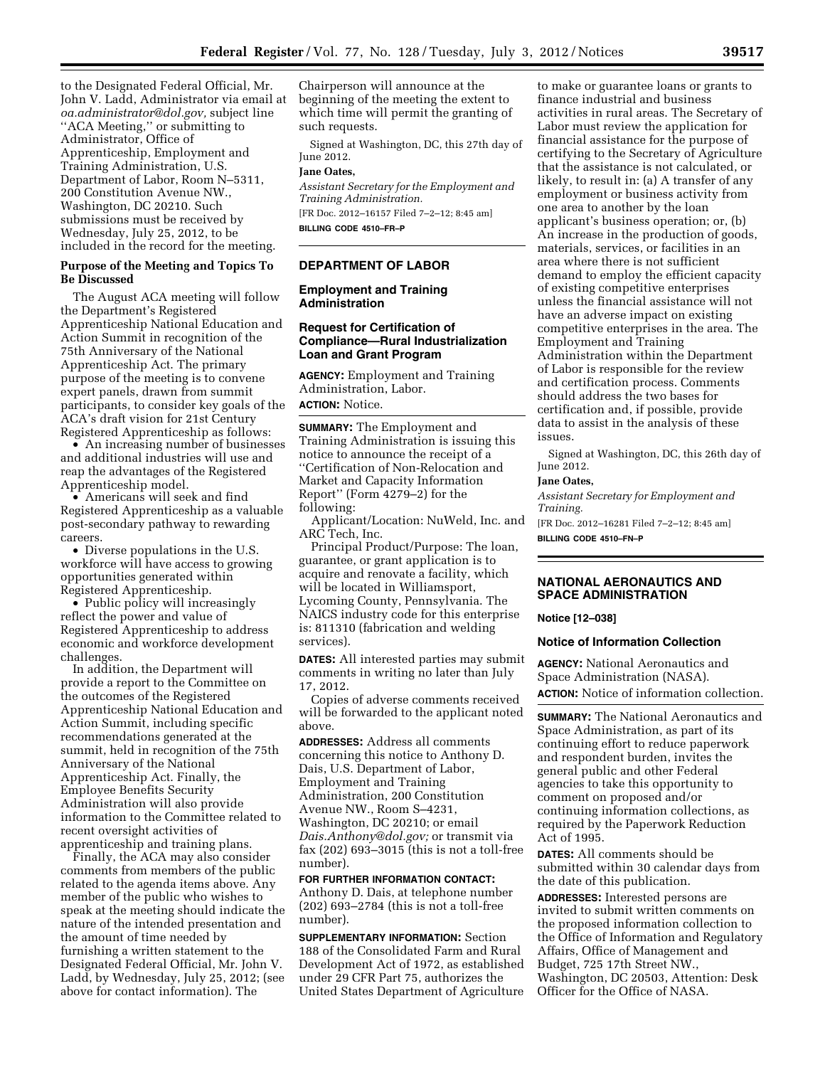to the Designated Federal Official, Mr. John V. Ladd, Administrator via email at *oa.administrator@dol.gov,* subject line ''ACA Meeting,'' or submitting to Administrator, Office of Apprenticeship, Employment and Training Administration, U.S. Department of Labor, Room N–5311, 200 Constitution Avenue NW., Washington, DC 20210. Such submissions must be received by Wednesday, July 25, 2012, to be included in the record for the meeting.

**Purpose of the Meeting and Topics To Be Discussed**

The August ACA meeting will follow the Department's Registered Apprenticeship National Education and Action Summit in recognition of the 75th Anniversary of the National Apprenticeship Act. The primary purpose of the meeting is to convene expert panels, drawn from summit participants, to consider key goals of the ACA's draft vision for 21st Century Registered Apprenticeship as follows:

- An increasing number of businesses and additional industries will use and reap the advantages of the Registered Apprenticeship model.
- Americans will seek and find Registered Apprenticeship as a valuable post-secondary pathway to rewarding careers.
- Diverse populations in the U.S. workforce will have access to growing opportunities generated within Registered Apprenticeship.
- Public policy will increasingly reflect the power and value of Registered Apprenticeship to address economic and workforce development challenges.

In addition, the Department will provide a report to the Committee on the outcomes of the Registered Apprenticeship National Education and Action Summit, including specific recommendations generated at the summit, held in recognition of the 75th Anniversary of the National Apprenticeship Act. Finally, the Employee Benefits Security Administration will also provide information to the Committee related to recent oversight activities of apprenticeship and training plans.

Finally, the ACA may also consider comments from members of the public related to the agenda items above. Any member of the public who wishes to speak at the meeting should indicate the nature of the intended presentation and the amount of time needed by furnishing a written statement to the Designated Federal Official, Mr. John V. Ladd, by Wednesday, July 25, 2012; (see above for contact information). The Chairperson will announce at the beginning of the meeting the extent to which time will permit the granting of such requests.

Signed at Washington, DC, this 27th day of June 2012.

**Jane Oates,**

*Assistant Secretary for the Employment and Training Administration.*

[FR Doc. 2012–16157 Filed 7–2–12; 8:45 am]

**BILLING CODE 4510–FR–P**

## DEPARTMENT OF LABOR

### Employment and Training Administration

### Request for Certification of Compliance—Rural Industrialization Loan and Grant Program

**AGENCY:** Employment and Training Administration, Labor.

**ACTION:** Notice.

**SUMMARY:** The Employment and Training Administration is issuing this notice to announce the receipt of a ''Certification of Non-Relocation and Market and Capacity Information Report'' (Form 4279–2) for the following:

Applicant/Location: NuWeld, Inc. and ARC Tech, Inc.

Principal Product/Purpose: The loan, guarantee, or grant application is to acquire and renovate a facility, which will be located in Williamsport, Lycoming County, Pennsylvania. The NAICS industry code for this enterprise is: 811310 (fabrication and welding services).

**DATES:** All interested parties may submit comments in writing no later than July 17, 2012.

Copies of adverse comments received will be forwarded to the applicant noted above.

**ADDRESSES:** Address all comments concerning this notice to Anthony D. Dais, U.S. Department of Labor, Employment and Training Administration, 200 Constitution Avenue NW., Room S–4231, Washington, DC 20210; or email *Dais.Anthony@dol.gov;* or transmit via fax (202) 693–3015 (this is not a toll-free number).

**FOR FURTHER INFORMATION CONTACT:** Anthony D. Dais, at telephone number (202) 693–2784 (this is not a toll-free number).

**SUPPLEMENTARY INFORMATION:** Section 188 of the Consolidated Farm and Rural Development Act of 1972, as established under 29 CFR Part 75, authorizes the United States Department of Agriculture to make or guarantee loans or grants to finance industrial and business activities in rural areas. The Secretary of Labor must review the application for financial assistance for the purpose of certifying to the Secretary of Agriculture that the assistance is not calculated, or likely, to result in: (a) A transfer of any employment or business activity from one area to another by the loan applicant's business operation; or, (b) An increase in the production of goods, materials, services, or facilities in an area where there is not sufficient demand to employ the efficient capacity of existing competitive enterprises unless the financial assistance will not have an adverse impact on existing competitive enterprises in the area. The Employment and Training Administration within the Department of Labor is responsible for the review and certification process. Comments should address the two bases for certification and, if possible, provide data to assist in the analysis of these issues.

Signed at Washington, DC, this 26th day of June 2012.

**Jane Oates,**

*Assistant Secretary for Employment and Training.*

[FR Doc. 2012–16281 Filed 7–2–12; 8:45 am]

**BILLING CODE 4510–FN–P**

## NATIONAL AERONAUTICS AND SPACE ADMINISTRATION

### Notice [12–038]

### Notice of Information Collection

**AGENCY:** National Aeronautics and Space Administration (NASA).

**ACTION:** Notice of information collection.

**SUMMARY:** The National Aeronautics and Space Administration, as part of its continuing effort to reduce paperwork and respondent burden, invites the general public and other Federal agencies to take this opportunity to comment on proposed and/or continuing information collections, as required by the Paperwork Reduction Act of 1995.

**DATES:** All comments should be submitted within 30 calendar days from the date of this publication.

**ADDRESSES:** Interested persons are invited to submit written comments on the proposed information collection to the Office of Information and Regulatory Affairs, Office of Management and Budget, 725 17th Street NW., Washington, DC 20503, Attention: Desk Officer for the Office of NASA.